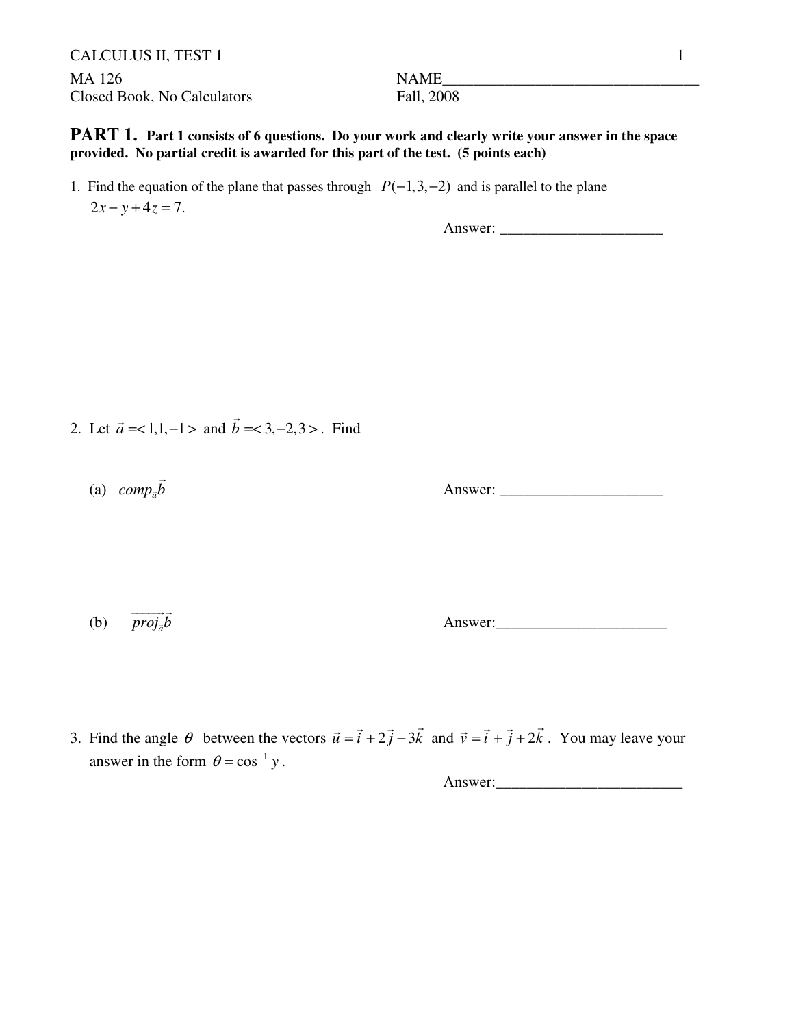CALCULUS II, TEST 1

MA 126 NAME________________________________

Closed Book, No Calculators Fall, 2008

## PART 1. **Part 1 consists of 6 questions. Do your work and clearly write your answer in the space provided. No partial credit is awarded for this part of the test. (5 points each)**

1. Find the equation of the plane that passes through $P(-1,3,-2)$ and is parallel to the plane $2x - y + 4z = 7$.

   Answer: _____________________

2. Let $\vec{a} = <1,1,-1>$ and $\vec{b} = <3,-2,3>$. Find

   (a) $comp_{\vec{a}}\vec{b}$

   Answer: _____________________

   (b) $\overrightarrow{proj_{\vec{a}}\vec{b}}$

   Answer:______________________

3. Find the angle $\theta$ between the vectors $\vec{u} = \vec{i} + 2\vec{j} - 3\vec{k}$ and $\vec{v} = \vec{i} + \vec{j} + 2\vec{k}$. You may leave your answer in the form $\theta = \cos^{-1} y$.

   Answer:________________________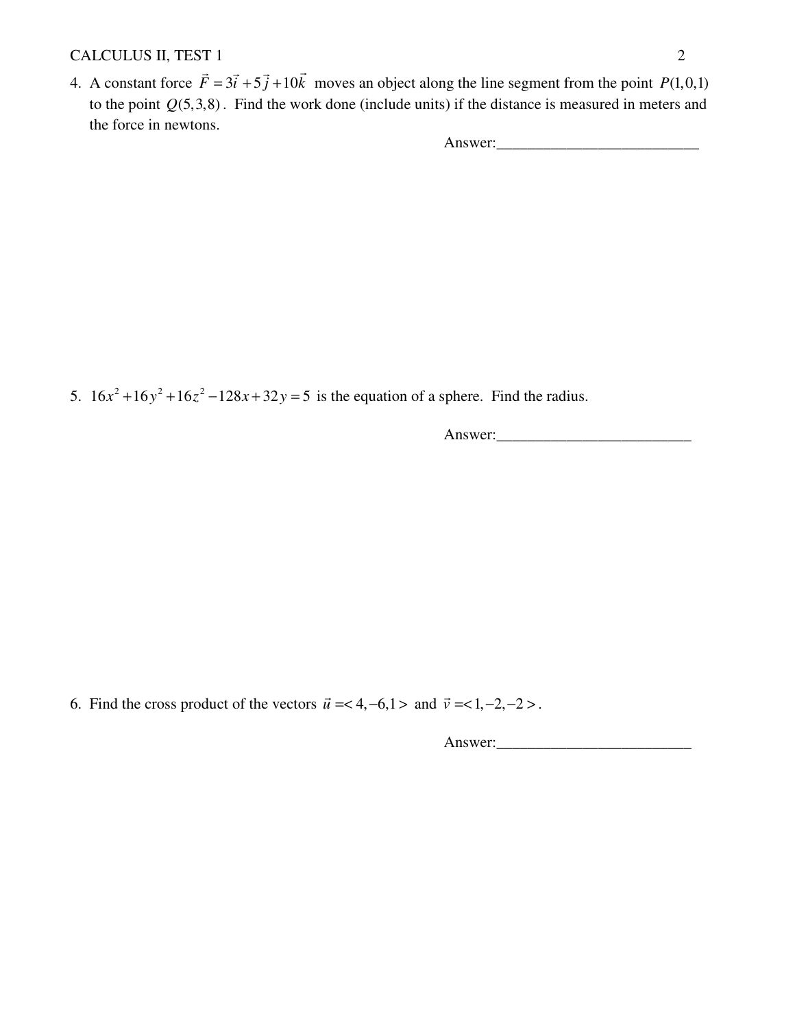4. A constant force $\vec{F} = 3\vec{i} + 5\vec{j} + 10\vec{k}$ moves an object along the line segment from the point $P(1,0,1)$ to the point $Q(5,3,8)$. Find the work done (include units) if the distance is measured in meters and the force in newtons.

Answer:__________________________

5. $16x^2 + 16y^2 + 16z^2 - 128x + 32y = 5$ is the equation of a sphere. Find the radius.

Answer:__________________________

6. Find the cross product of the vectors $\vec{u} = < 4, -6, 1 >$ and $\vec{v} = < 1, -2, -2 >$.

Answer:__________________________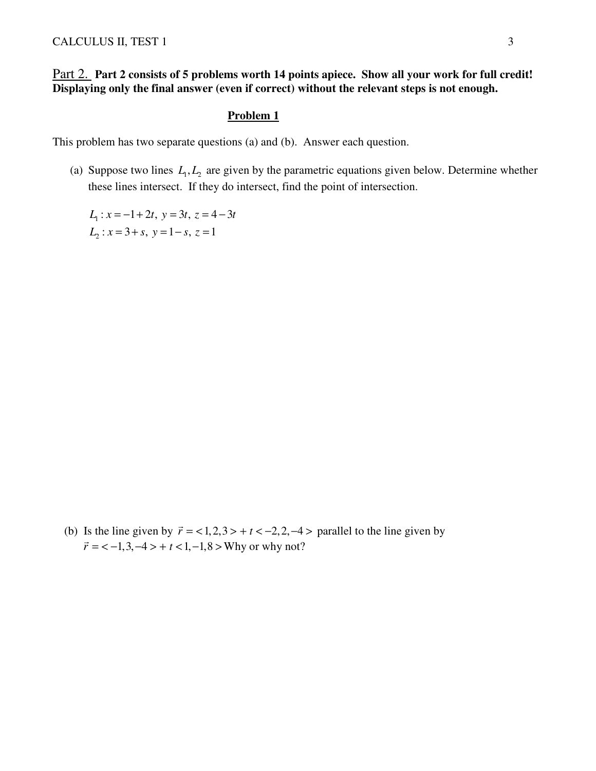Part 2. **Part 2 consists of 5 problems worth 14 points apiece. Show all your work for full credit! Displaying only the final answer (even if correct) without the relevant steps is not enough.**

## Problem 1

This problem has two separate questions (a) and (b). Answer each question.

(a) Suppose two lines $L_1, L_2$ are given by the parametric equations given below. Determine whether these lines intersect. If they do intersect, find the point of intersection.

$L_1 : x = -1 + 2t,\ y = 3t,\ z = 4 - 3t$
$L_2 : x = 3 + s,\ y = 1 - s,\ z = 1$

(b) Is the line given by $\vec{r} = <1,2,3> + t<-2,2,-4>$ parallel to the line given by $\vec{r} = <-1,3,-4> + t<1,-1,8>$ Why or why not?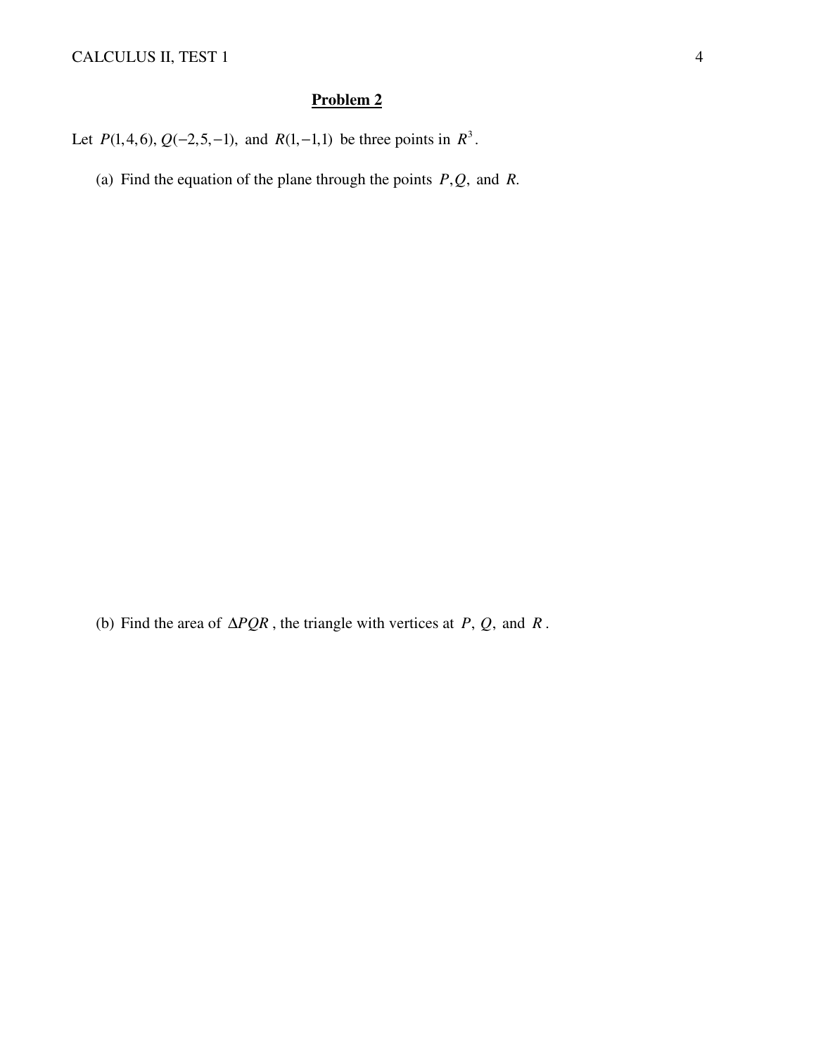## Problem 2

Let $P(1,4,6)$, $Q(-2,5,-1)$, and $R(1,-1,1)$ be three points in $R^3$.

(a) Find the equation of the plane through the points $P, Q,$ and $R.$

(b) Find the area of $\Delta PQR$, the triangle with vertices at $P$, $Q$, and $R$.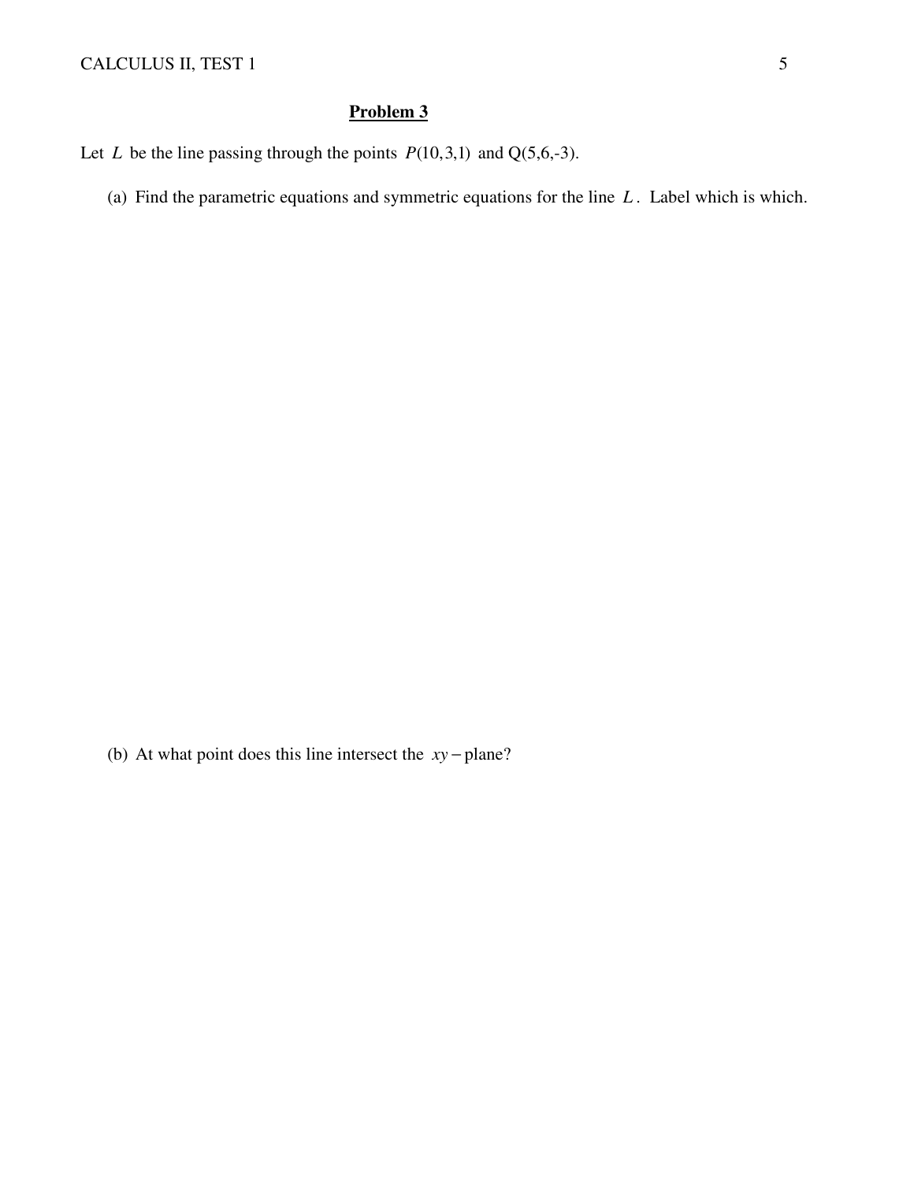## Problem 3

Let $L$ be the line passing through the points $P(10,3,1)$ and $Q(5,6,-3)$.

(a) Find the parametric equations and symmetric equations for the line $L$. Label which is which.

(b) At what point does this line intersect the $xy-$plane?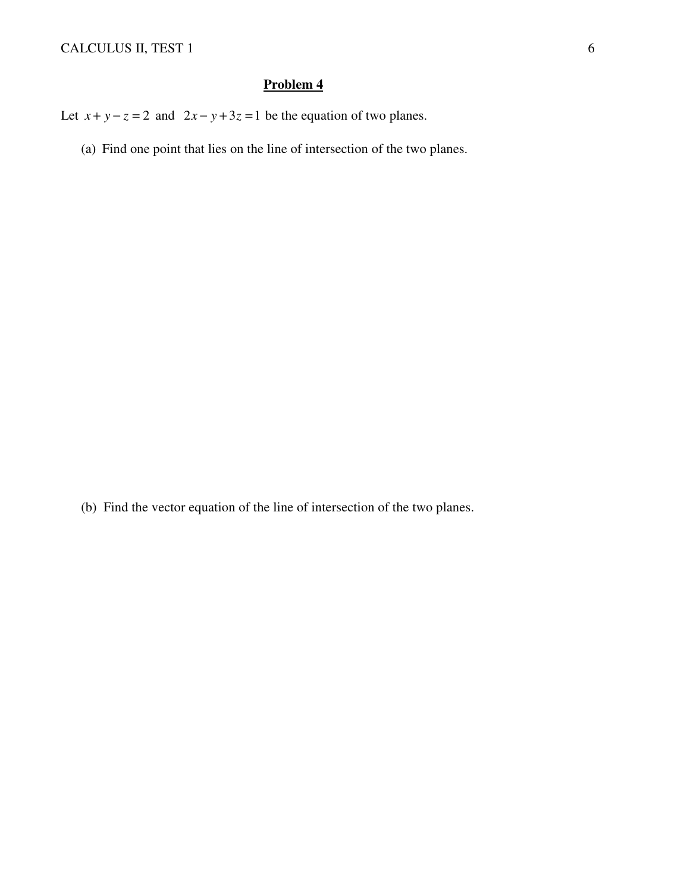## Problem 4

Let $x + y - z = 2$ and $2x - y + 3z = 1$ be the equation of two planes.

(a) Find one point that lies on the line of intersection of the two planes.

(b) Find the vector equation of the line of intersection of the two planes.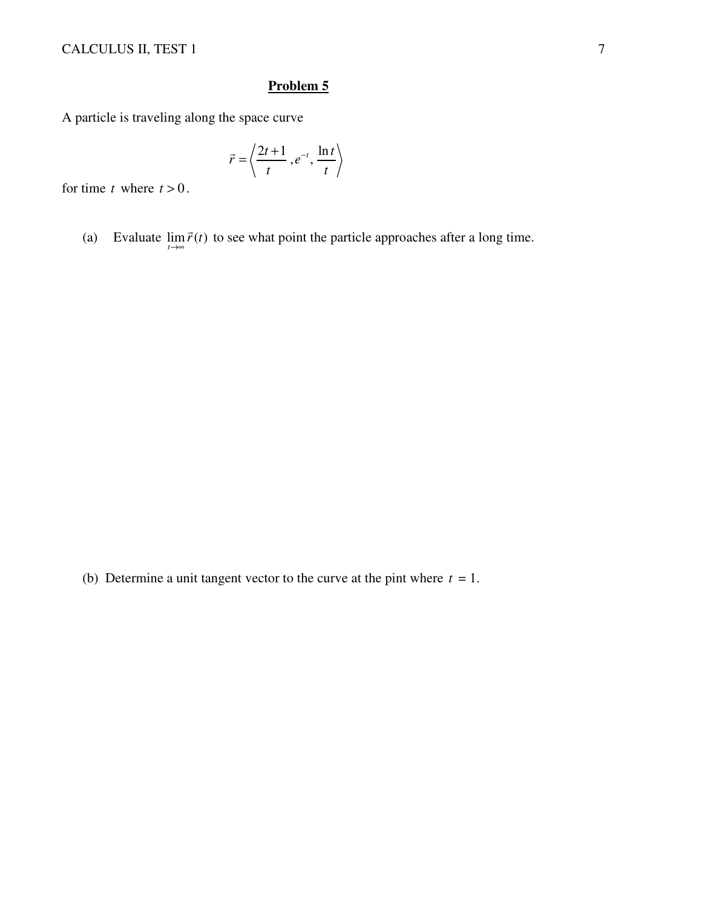## Problem 5

A particle is traveling along the space curve

$$\vec{r} = \left\langle \frac{2t+1}{t}, e^{-t}, \frac{\ln t}{t} \right\rangle$$

for time $t$ where $t > 0$.

(a) Evaluate $\lim_{t \to \infty} \vec{r}(t)$ to see what point the particle approaches after a long time.

(b) Determine a unit tangent vector to the curve at the pint where $t = 1$.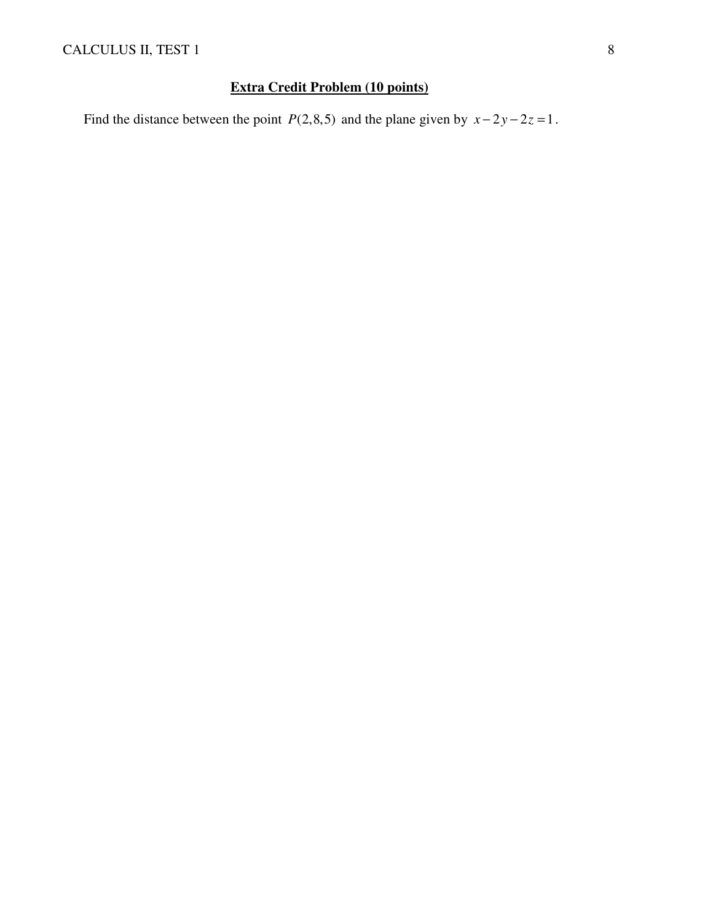## Extra Credit Problem (10 points)

Find the distance between the point $P(2,8,5)$ and the plane given by $x-2y-2z=1$.